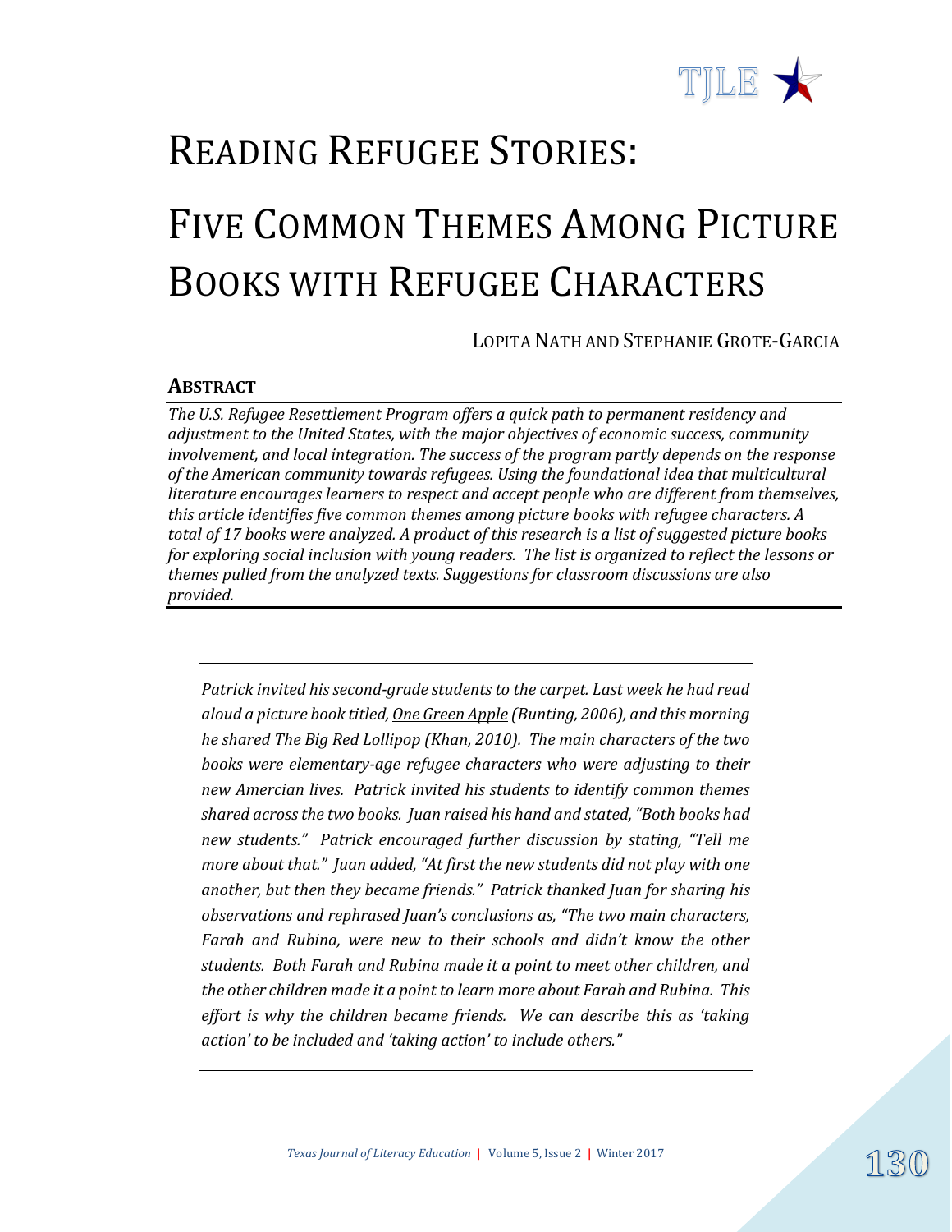# READING REFUGEE STORIES:

# FIVE COMMON THEMES AMONG PICTURE BOOKS WITH REFUGEE CHARACTERS

LOPITA NATH AND STEPHANIE GROTE-GARCIA

## ABSTRACT

*The U.S. Refugee Resettlement Program offers a quick path to permanent residency and adjustment to the United States, with the major objectives of economic success, community involvement, and local integration. The success of the program partly depends on the response of the American community towards refugees. Using the foundational idea that multicultural literature encourages learners to respect and accept people who are different from themselves, this article identifies five common themes among picture books with refugee characters. A total of 17 books were analyzed. A product of this research is a list of suggested picture books for exploring social inclusion with young readers. The list is organized to reflect the lessons or themes pulled from the analyzed texts. Suggestions for classroom discussions are also provided.*

---

*Patrick invited his second-grade students to the carpet. Last week he had read aloud a picture book titled, One Green Apple (Bunting, 2006), and this morning he shared The Big Red Lollipop (Khan, 2010). The main characters of the two books were elementary-age refugee characters who were adjusting to their new American lives. Patrick invited his students to identify common themes shared across the two books. Juan raised his hand and stated, "Both books had new students." Patrick encouraged further discussion by stating, "Tell me more about that." Juan added, "At first the new students did not play with one another, but then they became friends." Patrick thanked Juan for sharing his observations and rephrased Juan's conclusions as, "The two main characters, Farah and Rubina, were new to their schools and didn't know the other students. Both Farah and Rubina made it a point to meet other children, and the other children made it a point to learn more about Farah and Rubina. This effort is why the children became friends. We can describe this as 'taking action' to be included and 'taking action' to include others."*

---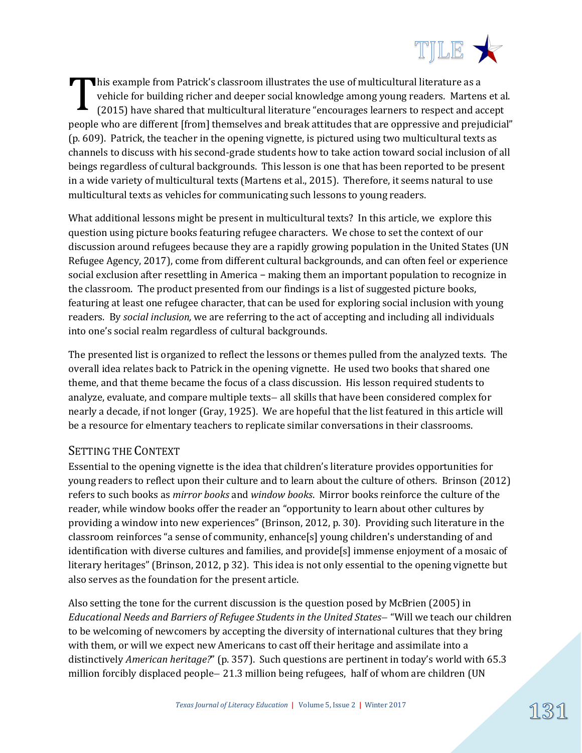This example from Patrick's classroom illustrates the use of multicultural literature as a vehicle for building richer and deeper social knowledge among young readers. Martens et al. (2015) have shared that multicultural literature "encourages learners to respect and accept people who are different [from] themselves and break attitudes that are oppressive and prejudicial" (p. 609). Patrick, the teacher in the opening vignette, is pictured using two multicultural texts as channels to discuss with his second-grade students how to take action toward social inclusion of all beings regardless of cultural backgrounds. This lesson is one that has been reported to be present in a wide variety of multicultural texts (Martens et al., 2015). Therefore, it seems natural to use multicultural texts as vehicles for communicating such lessons to young readers.

What additional lessons might be present in multicultural texts? In this article, we explore this question using picture books featuring refugee characters. We chose to set the context of our discussion around refugees because they are a rapidly growing population in the United States (UN Refugee Agency, 2017), come from different cultural backgrounds, and can often feel or experience social exclusion after resettling in America – making them an important population to recognize in the classroom. The product presented from our findings is a list of suggested picture books, featuring at least one refugee character, that can be used for exploring social inclusion with young readers. By *social inclusion,* we are referring to the act of accepting and including all individuals into one's social realm regardless of cultural backgrounds.

The presented list is organized to reflect the lessons or themes pulled from the analyzed texts. The overall idea relates back to Patrick in the opening vignette. He used two books that shared one theme, and that theme became the focus of a class discussion. His lesson required students to analyze, evaluate, and compare multiple texts– all skills that have been considered complex for nearly a decade, if not longer (Gray, 1925). We are hopeful that the list featured in this article will be a resource for elmentary teachers to replicate similar conversations in their classrooms.

## Setting the Context

Essential to the opening vignette is the idea that children's literature provides opportunities for young readers to reflect upon their culture and to learn about the culture of others. Brinson (2012) refers to such books as *mirror books* and *window books*. Mirror books reinforce the culture of the reader, while window books offer the reader an "opportunity to learn about other cultures by providing a window into new experiences" (Brinson, 2012, p. 30). Providing such literature in the classroom reinforces "a sense of community, enhance[s] young children's understanding of and identification with diverse cultures and families, and provide[s] immense enjoyment of a mosaic of literary heritages" (Brinson, 2012, p 32). This idea is not only essential to the opening vignette but also serves as the foundation for the present article.

Also setting the tone for the current discussion is the question posed by McBrien (2005) in *Educational Needs and Barriers of Refugee Students in the United States*– "Will we teach our children to be welcoming of newcomers by accepting the diversity of international cultures that they bring with them, or will we expect new Americans to cast off their heritage and assimilate into a distinctively *American heritage?*" (p. 357). Such questions are pertinent in today's world with 65.3 million forcibly displaced people– 21.3 million being refugees, half of whom are children (UN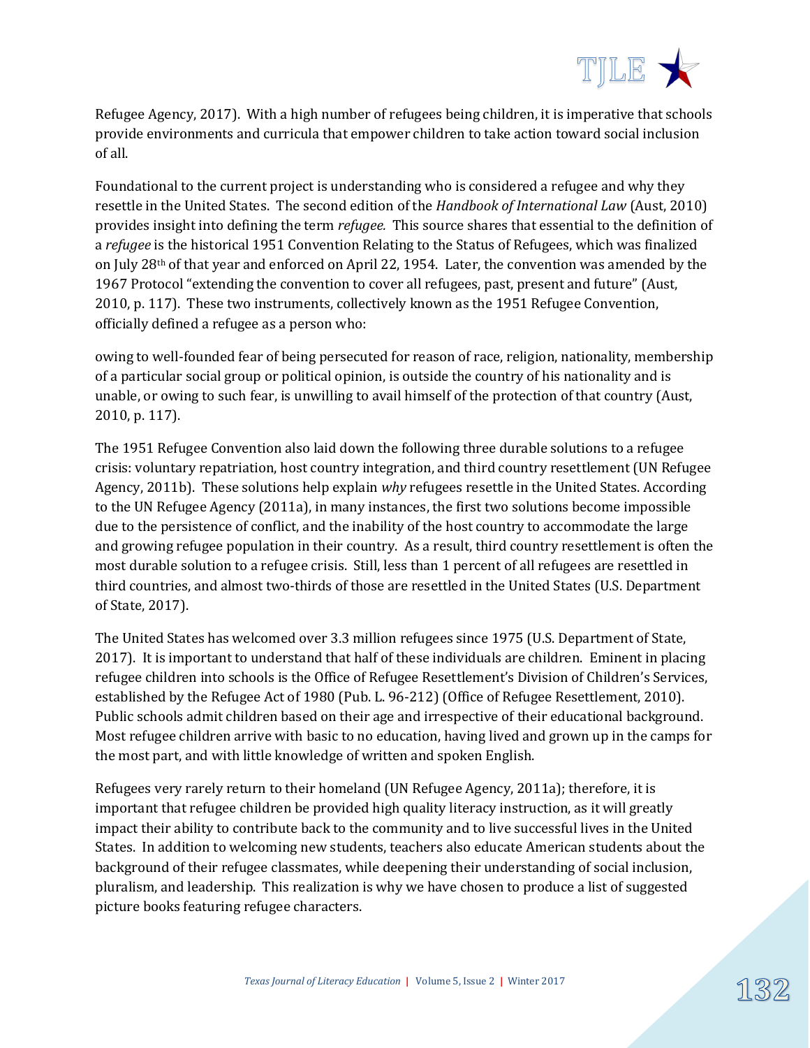Refugee Agency, 2017). With a high number of refugees being children, it is imperative that schools provide environments and curricula that empower children to take action toward social inclusion of all.

Foundational to the current project is understanding who is considered a refugee and why they resettle in the United States. The second edition of the *Handbook of International Law* (Aust, 2010) provides insight into defining the term *refugee.* This source shares that essential to the definition of a *refugee* is the historical 1951 Convention Relating to the Status of Refugees, which was finalized on July 28th of that year and enforced on April 22, 1954. Later, the convention was amended by the 1967 Protocol "extending the convention to cover all refugees, past, present and future" (Aust, 2010, p. 117). These two instruments, collectively known as the 1951 Refugee Convention, officially defined a refugee as a person who:

owing to well-founded fear of being persecuted for reason of race, religion, nationality, membership of a particular social group or political opinion, is outside the country of his nationality and is unable, or owing to such fear, is unwilling to avail himself of the protection of that country (Aust, 2010, p. 117).

The 1951 Refugee Convention also laid down the following three durable solutions to a refugee crisis: voluntary repatriation, host country integration, and third country resettlement (UN Refugee Agency, 2011b). These solutions help explain *why* refugees resettle in the United States. According to the UN Refugee Agency (2011a), in many instances, the first two solutions become impossible due to the persistence of conflict, and the inability of the host country to accommodate the large and growing refugee population in their country. As a result, third country resettlement is often the most durable solution to a refugee crisis. Still, less than 1 percent of all refugees are resettled in third countries, and almost two-thirds of those are resettled in the United States (U.S. Department of State, 2017).

The United States has welcomed over 3.3 million refugees since 1975 (U.S. Department of State, 2017). It is important to understand that half of these individuals are children. Eminent in placing refugee children into schools is the Office of Refugee Resettlement's Division of Children's Services, established by the Refugee Act of 1980 (Pub. L. 96-212) (Office of Refugee Resettlement, 2010). Public schools admit children based on their age and irrespective of their educational background. Most refugee children arrive with basic to no education, having lived and grown up in the camps for the most part, and with little knowledge of written and spoken English.

Refugees very rarely return to their homeland (UN Refugee Agency, 2011a); therefore, it is important that refugee children be provided high quality literacy instruction, as it will greatly impact their ability to contribute back to the community and to live successful lives in the United States. In addition to welcoming new students, teachers also educate American students about the background of their refugee classmates, while deepening their understanding of social inclusion, pluralism, and leadership. This realization is why we have chosen to produce a list of suggested picture books featuring refugee characters.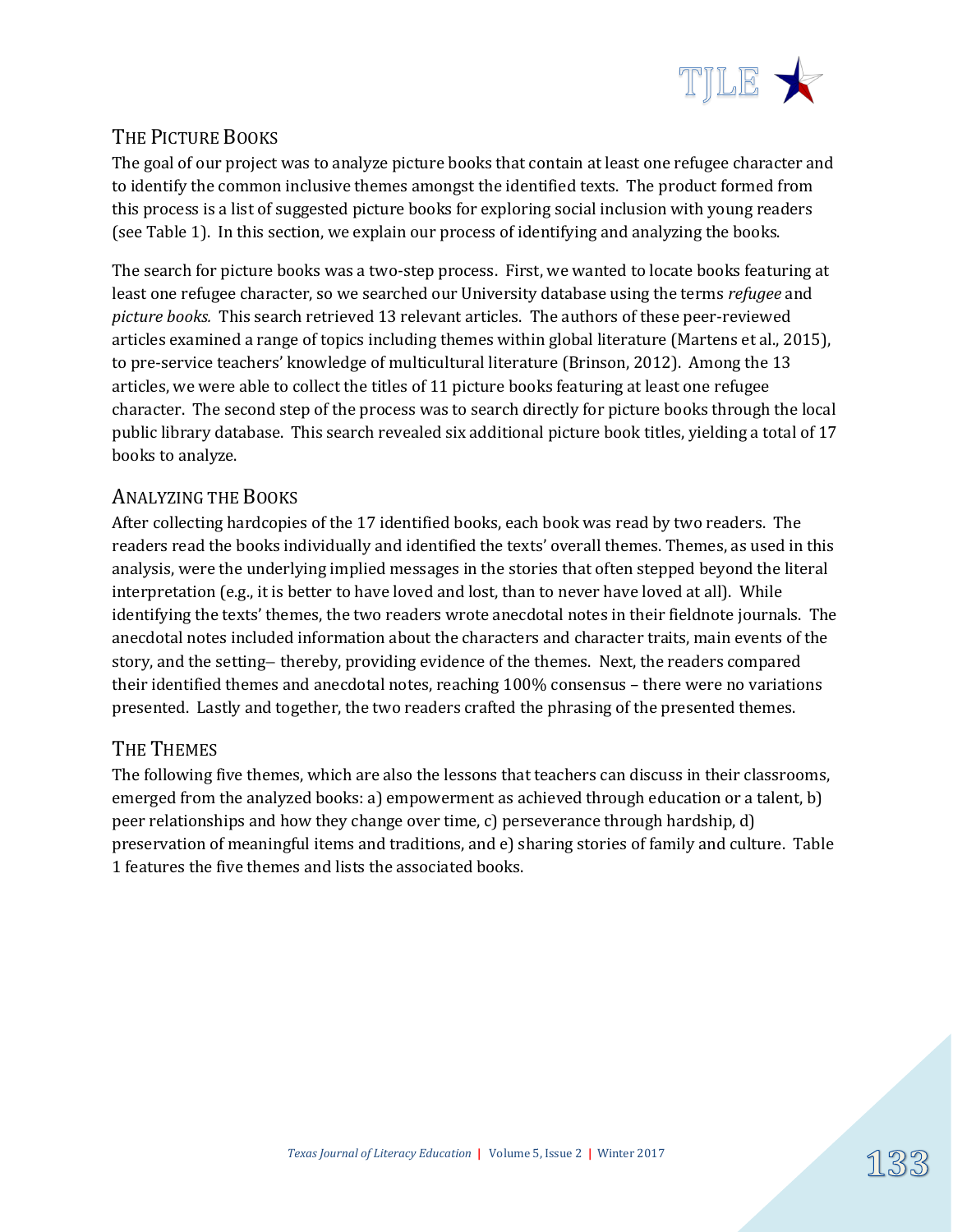## The Picture Books

The goal of our project was to analyze picture books that contain at least one refugee character and to identify the common inclusive themes amongst the identified texts. The product formed from this process is a list of suggested picture books for exploring social inclusion with young readers (see Table 1). In this section, we explain our process of identifying and analyzing the books.

The search for picture books was a two-step process. First, we wanted to locate books featuring at least one refugee character, so we searched our University database using the terms *refugee* and *picture books.* This search retrieved 13 relevant articles. The authors of these peer-reviewed articles examined a range of topics including themes within global literature (Martens et al., 2015), to pre-service teachers' knowledge of multicultural literature (Brinson, 2012). Among the 13 articles, we were able to collect the titles of 11 picture books featuring at least one refugee character. The second step of the process was to search directly for picture books through the local public library database. This search revealed six additional picture book titles, yielding a total of 17 books to analyze.

## Analyzing the Books

After collecting hardcopies of the 17 identified books, each book was read by two readers. The readers read the books individually and identified the texts' overall themes. Themes, as used in this analysis, were the underlying implied messages in the stories that often stepped beyond the literal interpretation (e.g., it is better to have loved and lost, than to never have loved at all). While identifying the texts' themes, the two readers wrote anecdotal notes in their fieldnote journals. The anecdotal notes included information about the characters and character traits, main events of the story, and the setting– thereby, providing evidence of the themes. Next, the readers compared their identified themes and anecdotal notes, reaching 100% consensus – there were no variations presented. Lastly and together, the two readers crafted the phrasing of the presented themes.

## The Themes

The following five themes, which are also the lessons that teachers can discuss in their classrooms, emerged from the analyzed books: a) empowerment as achieved through education or a talent, b) peer relationships and how they change over time, c) perseverance through hardship, d) preservation of meaningful items and traditions, and e) sharing stories of family and culture. Table 1 features the five themes and lists the associated books.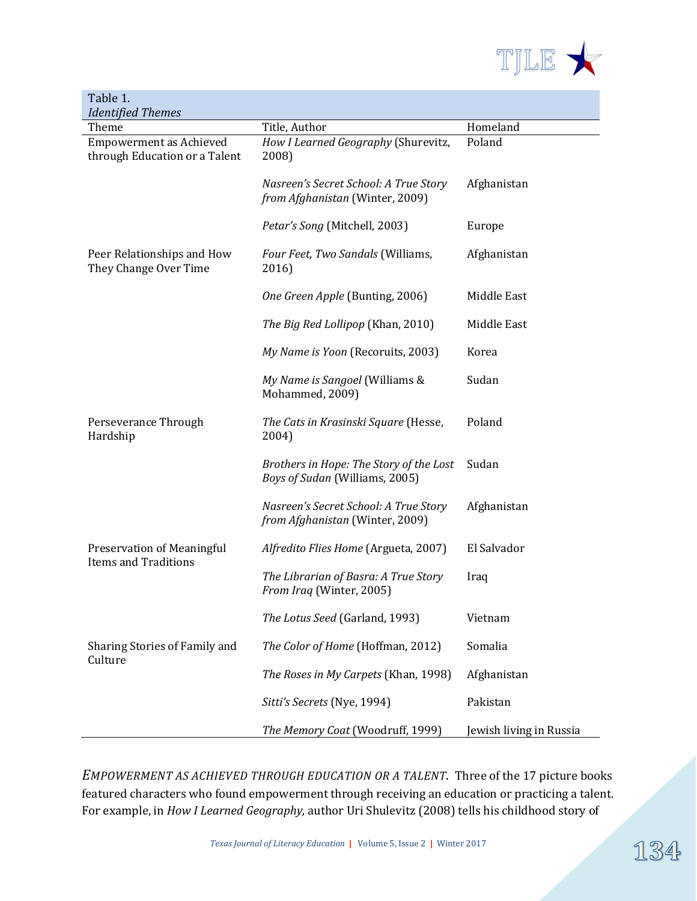Table 1.
*Identified Themes*

| Theme | Title, Author | Homeland |
|---|---|---|
| Empowerment as Achieved through Education or a Talent | *How I Learned Geography* (Shurevitz, 2008) | Poland |
| | *Nasreen's Secret School: A True Story from Afghanistan* (Winter, 2009) | Afghanistan |
| | *Petar's Song* (Mitchell, 2003) | Europe |
| Peer Relationships and How They Change Over Time | *Four Feet, Two Sandals* (Williams, 2016) | Afghanistan |
| | *One Green Apple* (Bunting, 2006) | Middle East |
| | *The Big Red Lollipop* (Khan, 2010) | Middle East |
| | *My Name is Yoon* (Recoruits, 2003) | Korea |
| | *My Name is Sangoel* (Williams & Mohammed, 2009) | Sudan |
| Perseverance Through Hardship | *The Cats in Krasinski Square* (Hesse, 2004) | Poland |
| | *Brothers in Hope: The Story of the Lost Boys of Sudan* (Williams, 2005) | Sudan |
| | *Nasreen's Secret School: A True Story from Afghanistan* (Winter, 2009) | Afghanistan |
| Preservation of Meaningful Items and Traditions | *Alfredito Flies Home* (Argueta, 2007) | El Salvador |
| | *The Librarian of Basra: A True Story From Iraq* (Winter, 2005) | Iraq |
| | *The Lotus Seed* (Garland, 1993) | Vietnam |
| Sharing Stories of Family and Culture | *The Color of Home* (Hoffman, 2012) | Somalia |
| | *The Roses in My Carpets* (Khan, 1998) | Afghanistan |
| | *Sitti's Secrets* (Nye, 1994) | Pakistan |
| | *The Memory Coat* (Woodruff, 1999) | Jewish living in Russia |

*EMPOWERMENT AS ACHIEVED THROUGH EDUCATION OR A TALENT.* Three of the 17 picture books featured characters who found empowerment through receiving an education or practicing a talent. For example, in *How I Learned Geography,* author Uri Shulevitz (2008) tells his childhood story of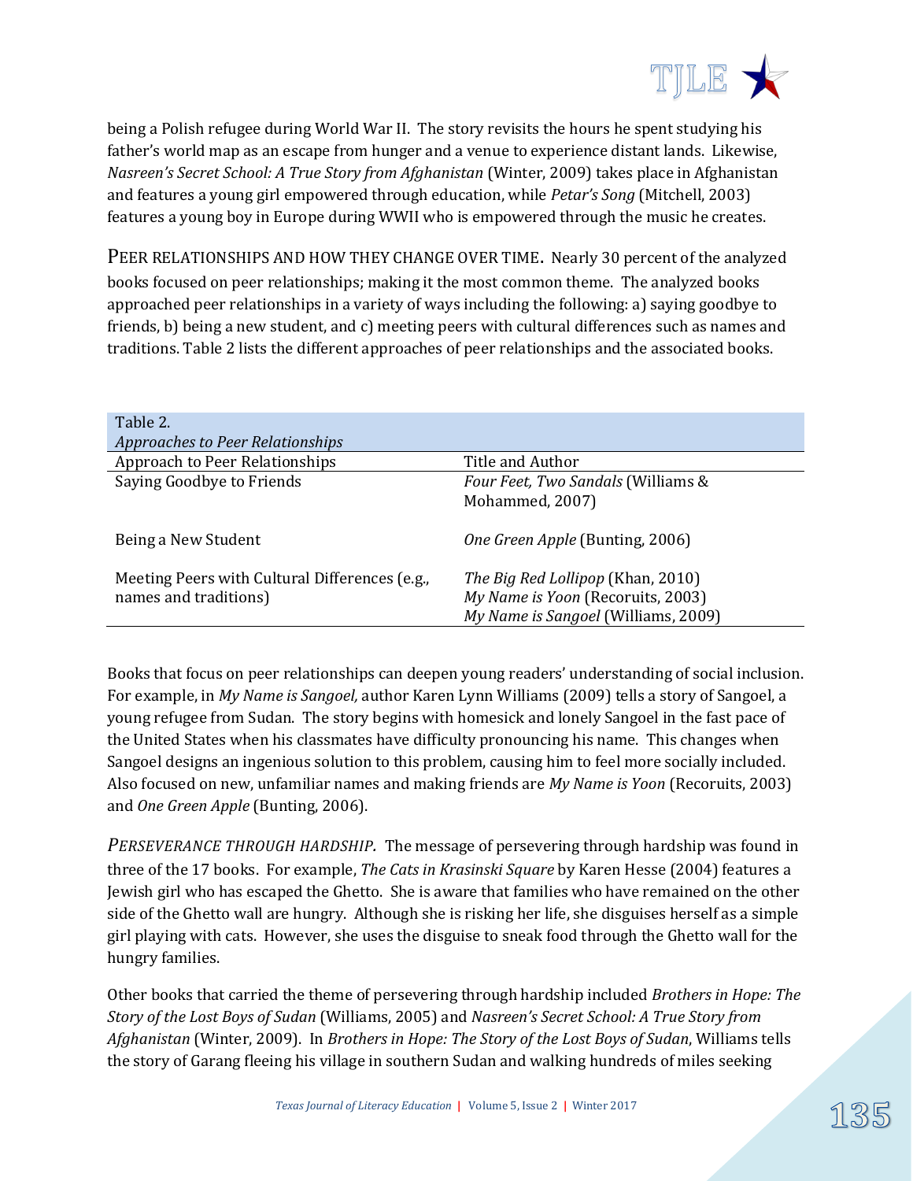being a Polish refugee during World War II. The story revisits the hours he spent studying his father's world map as an escape from hunger and a venue to experience distant lands. Likewise, *Nasreen's Secret School: A True Story from Afghanistan* (Winter, 2009) takes place in Afghanistan and features a young girl empowered through education, while *Petar's Song* (Mitchell, 2003) features a young boy in Europe during WWII who is empowered through the music he creates.

PEER RELATIONSHIPS AND HOW THEY CHANGE OVER TIME. Nearly 30 percent of the analyzed books focused on peer relationships; making it the most common theme. The analyzed books approached peer relationships in a variety of ways including the following: a) saying goodbye to friends, b) being a new student, and c) meeting peers with cultural differences such as names and traditions. Table 2 lists the different approaches of peer relationships and the associated books.

Table 2.
*Approaches to Peer Relationships*

| Approach to Peer Relationships | Title and Author |
|---|---|
| Saying Goodbye to Friends | *Four Feet, Two Sandals* (Williams & Mohammed, 2007) |
| Being a New Student | *One Green Apple* (Bunting, 2006) |
| Meeting Peers with Cultural Differences (e.g., names and traditions) | *The Big Red Lollipop* (Khan, 2010)<br>*My Name is Yoon* (Recoruits, 2003)<br>*My Name is Sangoel* (Williams, 2009) |

Books that focus on peer relationships can deepen young readers' understanding of social inclusion. For example, in *My Name is Sangoel,* author Karen Lynn Williams (2009) tells a story of Sangoel, a young refugee from Sudan. The story begins with homesick and lonely Sangoel in the fast pace of the United States when his classmates have difficulty pronouncing his name. This changes when Sangoel designs an ingenious solution to this problem, causing him to feel more socially included. Also focused on new, unfamiliar names and making friends are *My Name is Yoon* (Recoruits, 2003) and *One Green Apple* (Bunting, 2006).

*PERSEVERANCE THROUGH HARDSHIP.* The message of persevering through hardship was found in three of the 17 books. For example, *The Cats in Krasinski Square* by Karen Hesse (2004) features a Jewish girl who has escaped the Ghetto. She is aware that families who have remained on the other side of the Ghetto wall are hungry. Although she is risking her life, she disguises herself as a simple girl playing with cats. However, she uses the disguise to sneak food through the Ghetto wall for the hungry families.

Other books that carried the theme of persevering through hardship included *Brothers in Hope: The Story of the Lost Boys of Sudan* (Williams, 2005) and *Nasreen's Secret School: A True Story from Afghanistan* (Winter, 2009). In *Brothers in Hope: The Story of the Lost Boys of Sudan*, Williams tells the story of Garang fleeing his village in southern Sudan and walking hundreds of miles seeking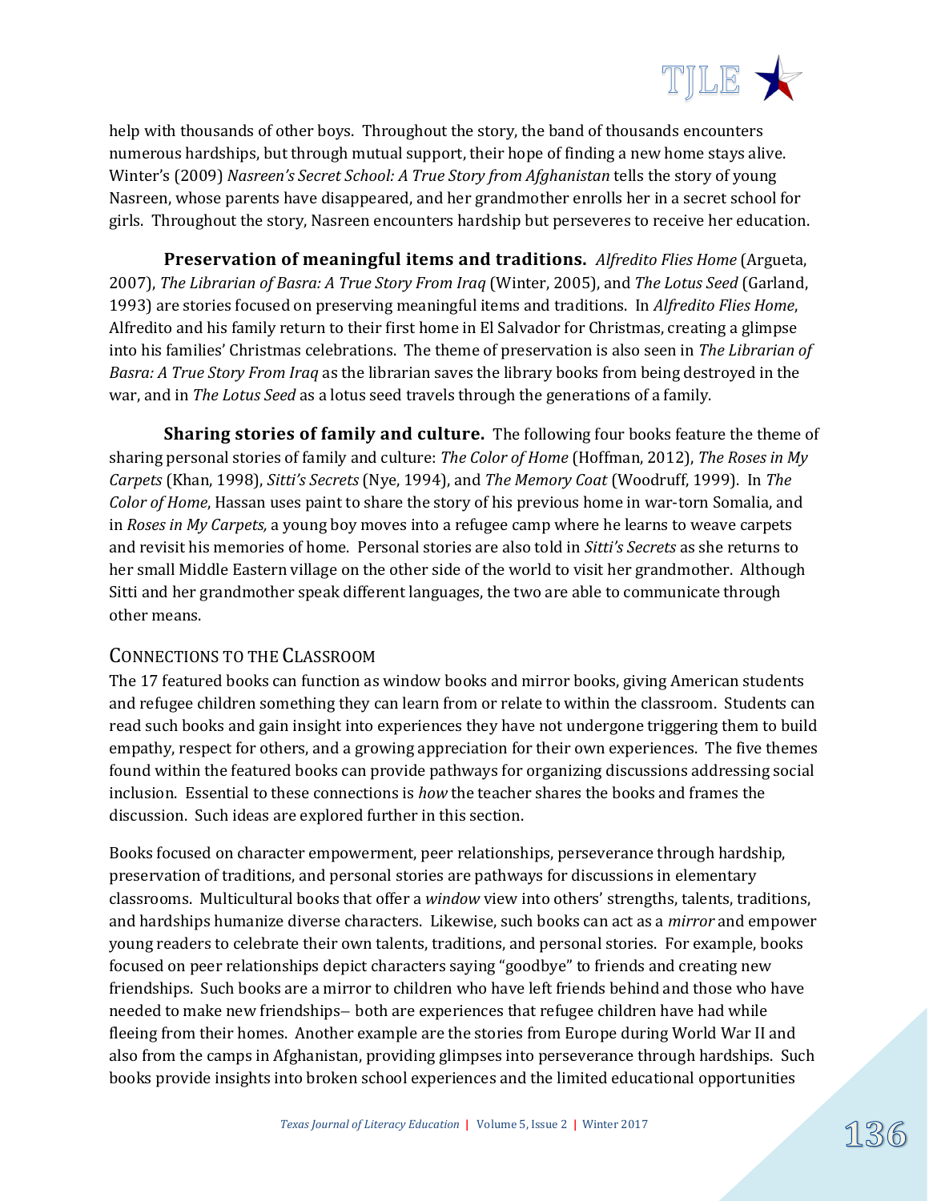help with thousands of other boys. Throughout the story, the band of thousands encounters numerous hardships, but through mutual support, their hope of finding a new home stays alive. Winter's (2009) *Nasreen's Secret School: A True Story from Afghanistan* tells the story of young Nasreen, whose parents have disappeared, and her grandmother enrolls her in a secret school for girls. Throughout the story, Nasreen encounters hardship but perseveres to receive her education.

**Preservation of meaningful items and traditions.** *Alfredito Flies Home* (Argueta, 2007), *The Librarian of Basra: A True Story From Iraq* (Winter, 2005), and *The Lotus Seed* (Garland, 1993) are stories focused on preserving meaningful items and traditions. In *Alfredito Flies Home*, Alfredito and his family return to their first home in El Salvador for Christmas, creating a glimpse into his families' Christmas celebrations. The theme of preservation is also seen in *The Librarian of Basra: A True Story From Iraq* as the librarian saves the library books from being destroyed in the war, and in *The Lotus Seed* as a lotus seed travels through the generations of a family.

**Sharing stories of family and culture.** The following four books feature the theme of sharing personal stories of family and culture: *The Color of Home* (Hoffman, 2012), *The Roses in My Carpets* (Khan, 1998), *Sitti's Secrets* (Nye, 1994), and *The Memory Coat* (Woodruff, 1999). In *The Color of Home*, Hassan uses paint to share the story of his previous home in war-torn Somalia, and in *Roses in My Carpets,* a young boy moves into a refugee camp where he learns to weave carpets and revisit his memories of home. Personal stories are also told in *Sitti's Secrets* as she returns to her small Middle Eastern village on the other side of the world to visit her grandmother. Although Sitti and her grandmother speak different languages, the two are able to communicate through other means.

## Connections to the Classroom

The 17 featured books can function as window books and mirror books, giving American students and refugee children something they can learn from or relate to within the classroom. Students can read such books and gain insight into experiences they have not undergone triggering them to build empathy, respect for others, and a growing appreciation for their own experiences. The five themes found within the featured books can provide pathways for organizing discussions addressing social inclusion. Essential to these connections is *how* the teacher shares the books and frames the discussion. Such ideas are explored further in this section.

Books focused on character empowerment, peer relationships, perseverance through hardship, preservation of traditions, and personal stories are pathways for discussions in elementary classrooms. Multicultural books that offer a *window* view into others' strengths, talents, traditions, and hardships humanize diverse characters. Likewise, such books can act as a *mirror* and empower young readers to celebrate their own talents, traditions, and personal stories. For example, books focused on peer relationships depict characters saying "goodbye" to friends and creating new friendships. Such books are a mirror to children who have left friends behind and those who have needed to make new friendships– both are experiences that refugee children have had while fleeing from their homes. Another example are the stories from Europe during World War II and also from the camps in Afghanistan, providing glimpses into perseverance through hardships. Such books provide insights into broken school experiences and the limited educational opportunities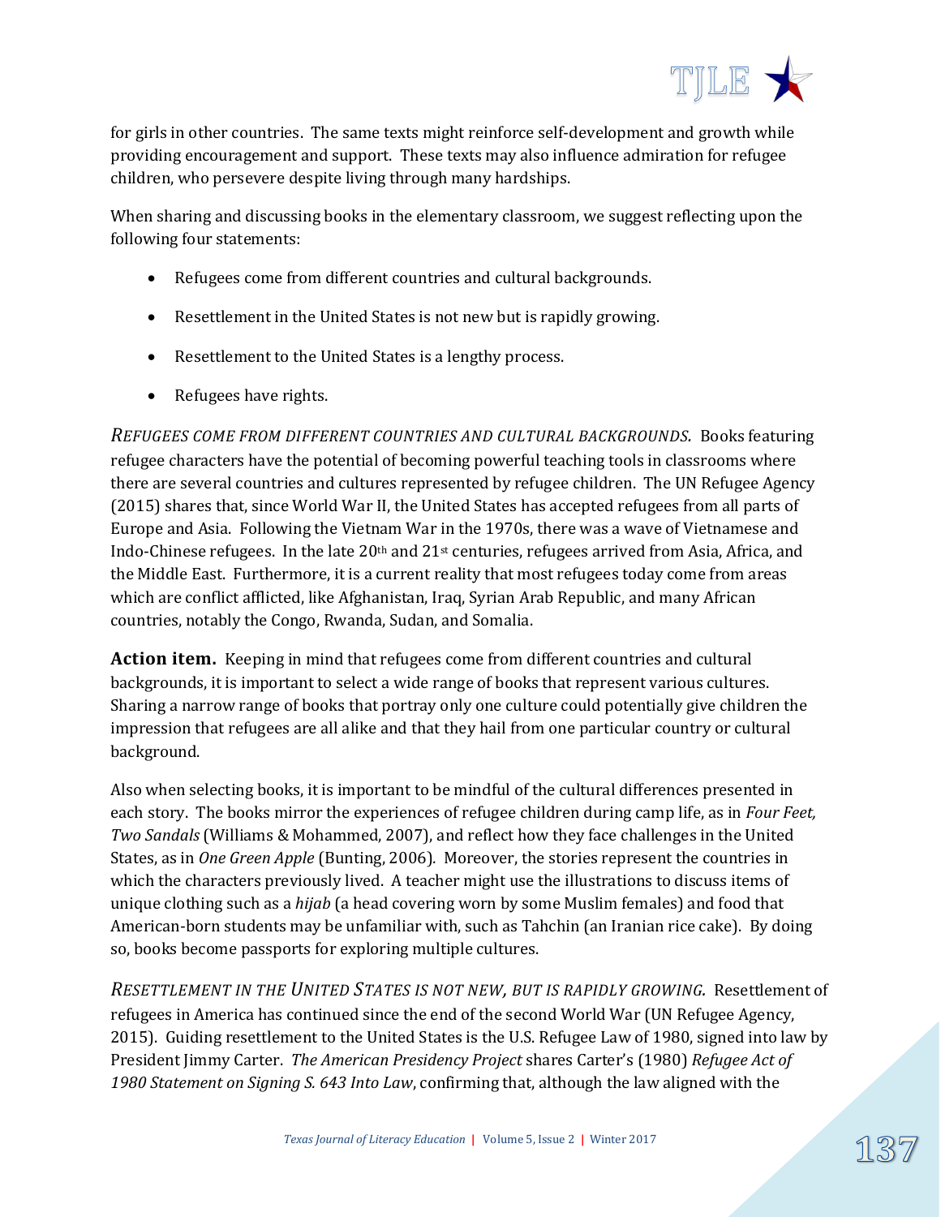for girls in other countries. The same texts might reinforce self-development and growth while providing encouragement and support. These texts may also influence admiration for refugee children, who persevere despite living through many hardships.

When sharing and discussing books in the elementary classroom, we suggest reflecting upon the following four statements:

- Refugees come from different countries and cultural backgrounds.
- Resettlement in the United States is not new but is rapidly growing.
- Resettlement to the United States is a lengthy process.
- Refugees have rights.

*REFUGEES COME FROM DIFFERENT COUNTRIES AND CULTURAL BACKGROUNDS.* Books featuring refugee characters have the potential of becoming powerful teaching tools in classrooms where there are several countries and cultures represented by refugee children. The UN Refugee Agency (2015) shares that, since World War II, the United States has accepted refugees from all parts of Europe and Asia. Following the Vietnam War in the 1970s, there was a wave of Vietnamese and Indo-Chinese refugees. In the late 20th and 21st centuries, refugees arrived from Asia, Africa, and the Middle East. Furthermore, it is a current reality that most refugees today come from areas which are conflict afflicted, like Afghanistan, Iraq, Syrian Arab Republic, and many African countries, notably the Congo, Rwanda, Sudan, and Somalia.

**Action item.** Keeping in mind that refugees come from different countries and cultural backgrounds, it is important to select a wide range of books that represent various cultures. Sharing a narrow range of books that portray only one culture could potentially give children the impression that refugees are all alike and that they hail from one particular country or cultural background.

Also when selecting books, it is important to be mindful of the cultural differences presented in each story. The books mirror the experiences of refugee children during camp life, as in *Four Feet, Two Sandals* (Williams & Mohammed, 2007), and reflect how they face challenges in the United States, as in *One Green Apple* (Bunting, 2006). Moreover, the stories represent the countries in which the characters previously lived. A teacher might use the illustrations to discuss items of unique clothing such as a *hijab* (a head covering worn by some Muslim females) and food that American-born students may be unfamiliar with, such as Tahchin (an Iranian rice cake). By doing so, books become passports for exploring multiple cultures.

*RESETTLEMENT IN THE UNITED STATES IS NOT NEW, BUT IS RAPIDLY GROWING.* Resettlement of refugees in America has continued since the end of the second World War (UN Refugee Agency, 2015). Guiding resettlement to the United States is the U.S. Refugee Law of 1980, signed into law by President Jimmy Carter. *The American Presidency Project* shares Carter's (1980) *Refugee Act of 1980 Statement on Signing S. 643 Into Law*, confirming that, although the law aligned with the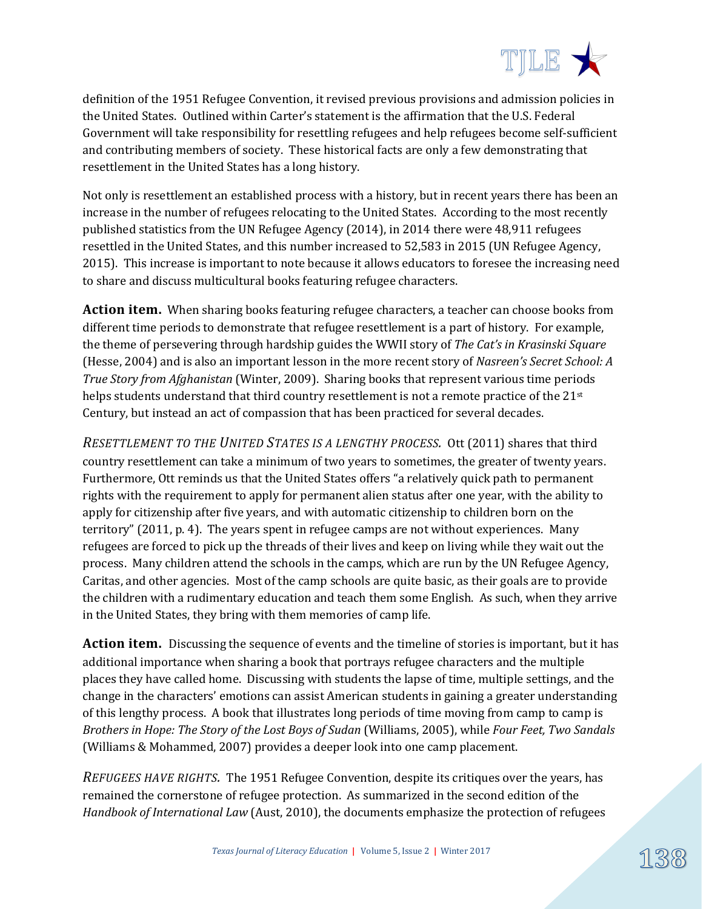definition of the 1951 Refugee Convention, it revised previous provisions and admission policies in the United States. Outlined within Carter's statement is the affirmation that the U.S. Federal Government will take responsibility for resettling refugees and help refugees become self-sufficient and contributing members of society. These historical facts are only a few demonstrating that resettlement in the United States has a long history.

Not only is resettlement an established process with a history, but in recent years there has been an increase in the number of refugees relocating to the United States. According to the most recently published statistics from the UN Refugee Agency (2014), in 2014 there were 48,911 refugees resettled in the United States, and this number increased to 52,583 in 2015 (UN Refugee Agency, 2015). This increase is important to note because it allows educators to foresee the increasing need to share and discuss multicultural books featuring refugee characters.

**Action item.** When sharing books featuring refugee characters, a teacher can choose books from different time periods to demonstrate that refugee resettlement is a part of history. For example, the theme of persevering through hardship guides the WWII story of *The Cat's in Krasinski Square* (Hesse, 2004) and is also an important lesson in the more recent story of *Nasreen's Secret School: A True Story from Afghanistan* (Winter, 2009). Sharing books that represent various time periods helps students understand that third country resettlement is not a remote practice of the 21st Century, but instead an act of compassion that has been practiced for several decades.

*RESETTLEMENT TO THE UNITED STATES IS A LENGTHY PROCESS.* Ott (2011) shares that third country resettlement can take a minimum of two years to sometimes, the greater of twenty years. Furthermore, Ott reminds us that the United States offers "a relatively quick path to permanent rights with the requirement to apply for permanent alien status after one year, with the ability to apply for citizenship after five years, and with automatic citizenship to children born on the territory" (2011, p. 4). The years spent in refugee camps are not without experiences. Many refugees are forced to pick up the threads of their lives and keep on living while they wait out the process. Many children attend the schools in the camps, which are run by the UN Refugee Agency, Caritas, and other agencies. Most of the camp schools are quite basic, as their goals are to provide the children with a rudimentary education and teach them some English. As such, when they arrive in the United States, they bring with them memories of camp life.

**Action item.** Discussing the sequence of events and the timeline of stories is important, but it has additional importance when sharing a book that portrays refugee characters and the multiple places they have called home. Discussing with students the lapse of time, multiple settings, and the change in the characters' emotions can assist American students in gaining a greater understanding of this lengthy process. A book that illustrates long periods of time moving from camp to camp is *Brothers in Hope: The Story of the Lost Boys of Sudan* (Williams, 2005), while *Four Feet, Two Sandals* (Williams & Mohammed, 2007) provides a deeper look into one camp placement.

*REFUGEES HAVE RIGHTS.* The 1951 Refugee Convention, despite its critiques over the years, has remained the cornerstone of refugee protection. As summarized in the second edition of the *Handbook of International Law* (Aust, 2010), the documents emphasize the protection of refugees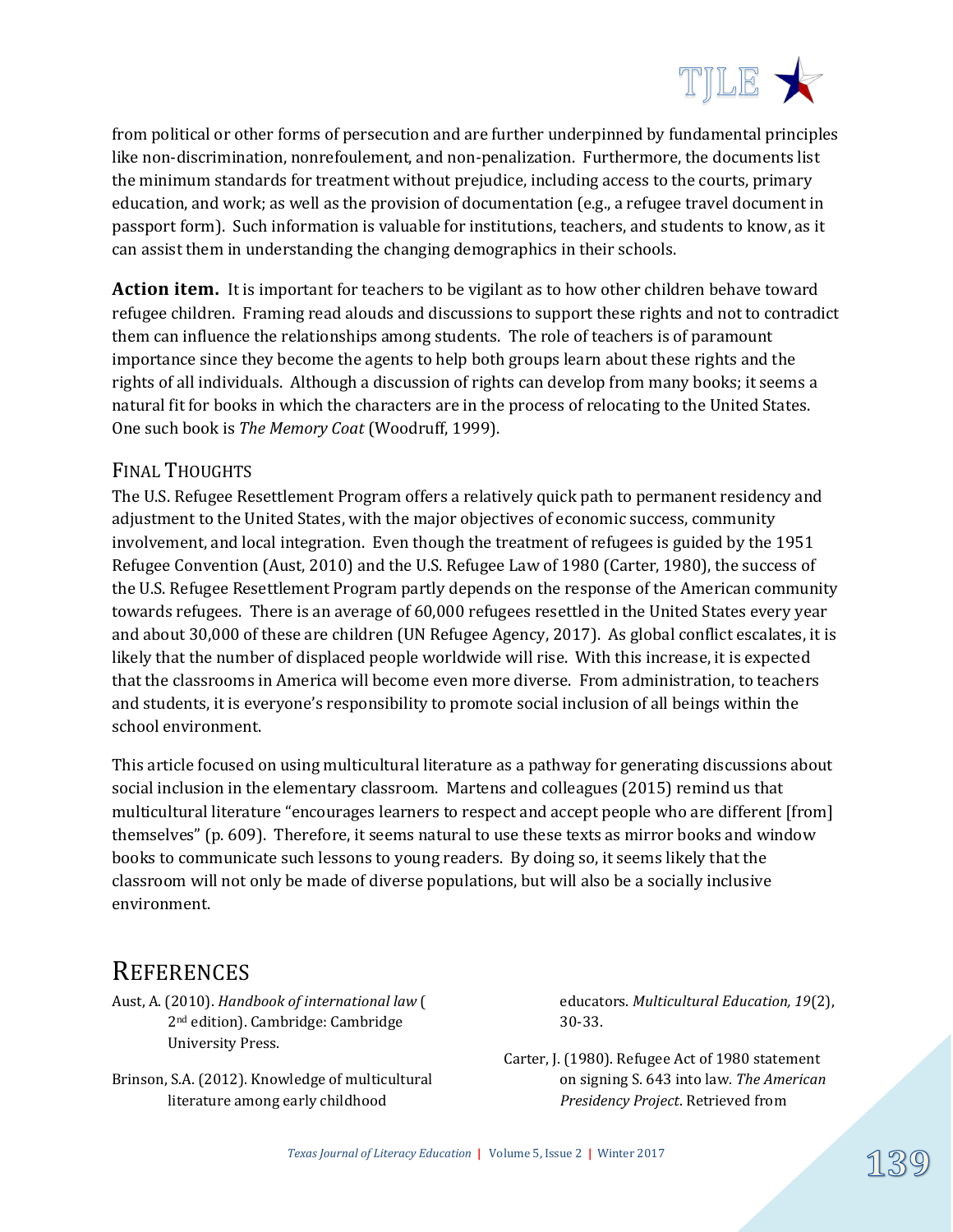from political or other forms of persecution and are further underpinned by fundamental principles like non-discrimination, nonrefoulement, and non-penalization. Furthermore, the documents list the minimum standards for treatment without prejudice, including access to the courts, primary education, and work; as well as the provision of documentation (e.g., a refugee travel document in passport form). Such information is valuable for institutions, teachers, and students to know, as it can assist them in understanding the changing demographics in their schools.

**Action item.** It is important for teachers to be vigilant as to how other children behave toward refugee children. Framing read alouds and discussions to support these rights and not to contradict them can influence the relationships among students. The role of teachers is of paramount importance since they become the agents to help both groups learn about these rights and the rights of all individuals. Although a discussion of rights can develop from many books; it seems a natural fit for books in which the characters are in the process of relocating to the United States. One such book is *The Memory Coat* (Woodruff, 1999).

## Final Thoughts

The U.S. Refugee Resettlement Program offers a relatively quick path to permanent residency and adjustment to the United States, with the major objectives of economic success, community involvement, and local integration. Even though the treatment of refugees is guided by the 1951 Refugee Convention (Aust, 2010) and the U.S. Refugee Law of 1980 (Carter, 1980), the success of the U.S. Refugee Resettlement Program partly depends on the response of the American community towards refugees. There is an average of 60,000 refugees resettled in the United States every year and about 30,000 of these are children (UN Refugee Agency, 2017). As global conflict escalates, it is likely that the number of displaced people worldwide will rise. With this increase, it is expected that the classrooms in America will become even more diverse. From administration, to teachers and students, it is everyone's responsibility to promote social inclusion of all beings within the school environment.

This article focused on using multicultural literature as a pathway for generating discussions about social inclusion in the elementary classroom. Martens and colleagues (2015) remind us that multicultural literature "encourages learners to respect and accept people who are different [from] themselves" (p. 609). Therefore, it seems natural to use these texts as mirror books and window books to communicate such lessons to young readers. By doing so, it seems likely that the classroom will not only be made of diverse populations, but will also be a socially inclusive environment.

# References

Aust, A. (2010). *Handbook of international law* (2nd edition). Cambridge: Cambridge University Press.

Brinson, S.A. (2012). Knowledge of multicultural literature among early childhood educators. *Multicultural Education, 19*(2), 30-33.

Carter, J. (1980). Refugee Act of 1980 statement on signing S. 643 into law. *The American Presidency Project*. Retrieved from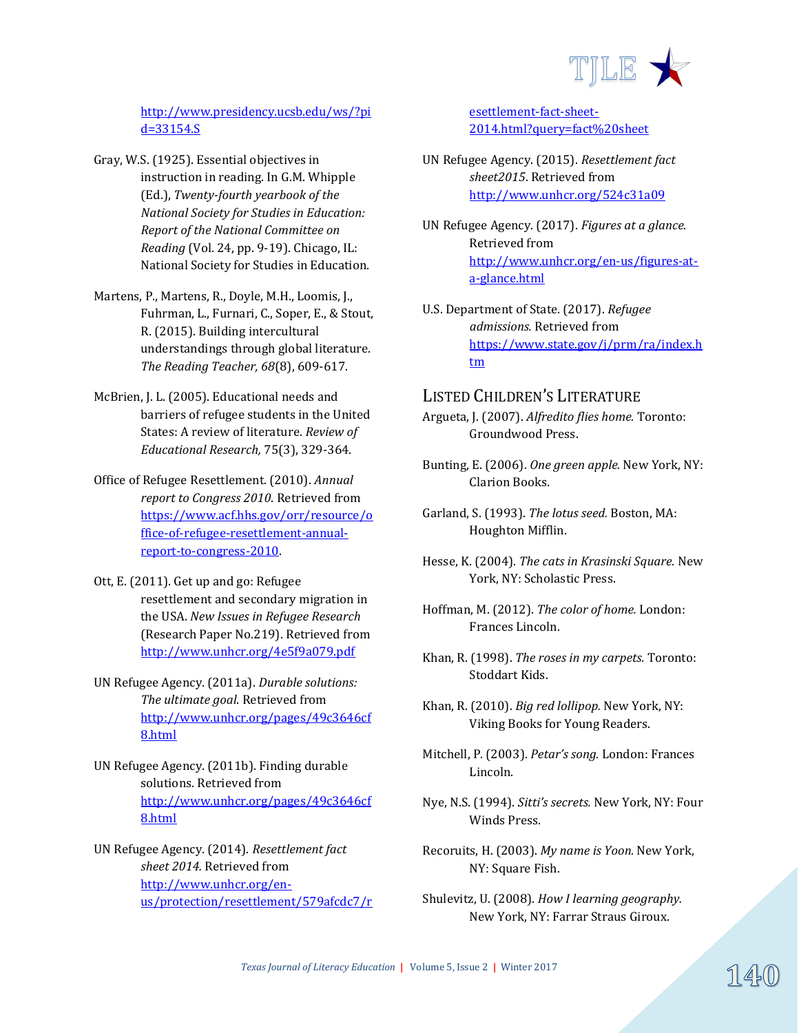http://www.presidency.ucsb.edu/ws/?pid=33154.S

Gray, W.S. (1925). Essential objectives in instruction in reading. In G.M. Whipple (Ed.), *Twenty-fourth yearbook of the National Society for Studies in Education: Report of the National Committee on Reading* (Vol. 24, pp. 9-19). Chicago, IL: National Society for Studies in Education.

Martens, P., Martens, R., Doyle, M.H., Loomis, J., Fuhrman, L., Furnari, C., Soper, E., & Stout, R. (2015). Building intercultural understandings through global literature. *The Reading Teacher, 68*(8), 609-617.

McBrien, J. L. (2005). Educational needs and barriers of refugee students in the United States: A review of literature. *Review of Educational Research,* 75(3), 329-364.

Office of Refugee Resettlement. (2010). *Annual report to Congress 2010.* Retrieved from https://www.acf.hhs.gov/orr/resource/office-of-refugee-resettlement-annual-report-to-congress-2010.

Ott, E. (2011). Get up and go: Refugee resettlement and secondary migration in the USA. *New Issues in Refugee Research* (Research Paper No.219). Retrieved from http://www.unhcr.org/4e5f9a079.pdf

UN Refugee Agency. (2011a). *Durable solutions: The ultimate goal*. Retrieved from http://www.unhcr.org/pages/49c3646cf8.html

UN Refugee Agency. (2011b). Finding durable solutions. Retrieved from http://www.unhcr.org/pages/49c3646cf8.html

UN Refugee Agency. (2014). *Resettlement fact sheet 2014.* Retrieved from http://www.unhcr.org/en-us/protection/resettlement/579afcdc7/resettlement-fact-sheet-2014.html?query=fact%20sheet

UN Refugee Agency. (2015). *Resettlement fact sheet2015*. Retrieved from http://www.unhcr.org/524c31a09

UN Refugee Agency. (2017). *Figures at a glance.* Retrieved from http://www.unhcr.org/en-us/figures-at-a-glance.html

U.S. Department of State. (2017). *Refugee admissions.* Retrieved from https://www.state.gov/j/prm/ra/index.htm

## Listed Children's Literature

Argueta, J. (2007). *Alfredito flies home.* Toronto: Groundwood Press.

Bunting, E. (2006). *One green apple.* New York, NY: Clarion Books.

Garland, S. (1993). *The lotus seed.* Boston, MA: Houghton Mifflin.

Hesse, K. (2004). *The cats in Krasinski Square.* New York, NY: Scholastic Press.

Hoffman, M. (2012). *The color of home.* London: Frances Lincoln.

Khan, R. (1998). *The roses in my carpets.* Toronto: Stoddart Kids.

Khan, R. (2010). *Big red lollipop.* New York, NY: Viking Books for Young Readers.

Mitchell, P. (2003). *Petar's song.* London: Frances Lincoln.

Nye, N.S. (1994). *Sitti's secrets.* New York, NY: Four Winds Press.

Recorvits, H. (2003). *My name is Yoon.* New York, NY: Square Fish.

Shulevitz, U. (2008). *How I learning geography.* New York, NY: Farrar Straus Giroux.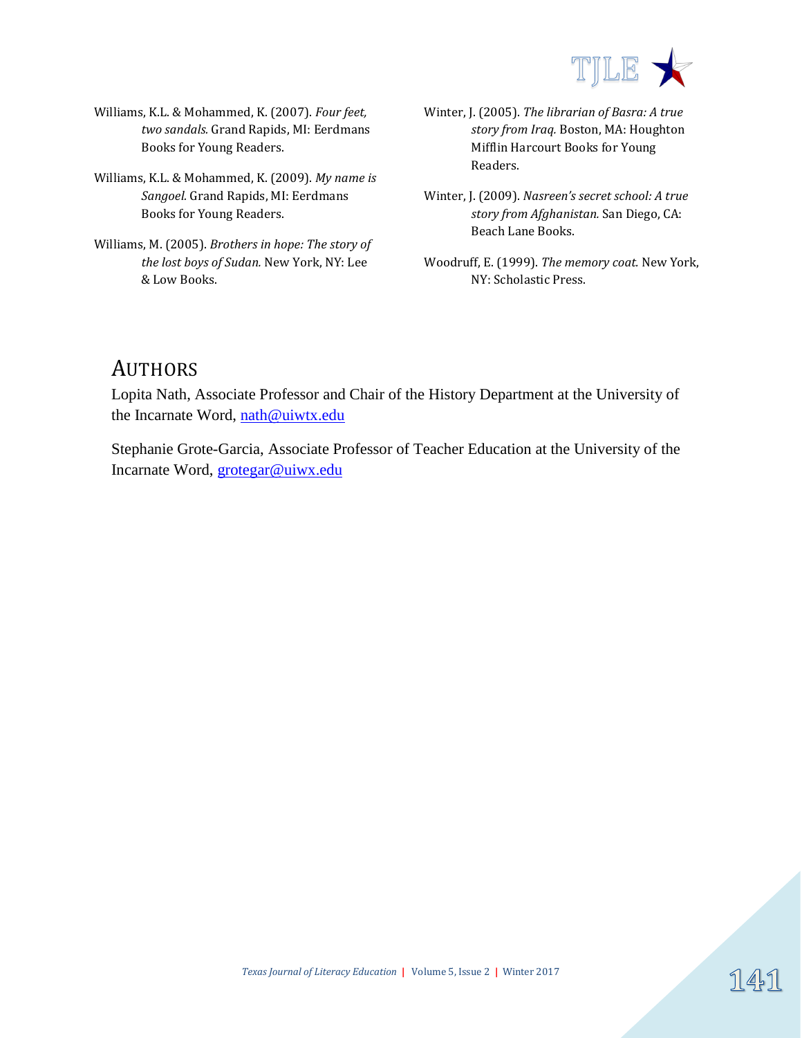Williams, K.L. & Mohammed, K. (2007). *Four feet, two sandals.* Grand Rapids, MI: Eerdmans Books for Young Readers.

Williams, K.L. & Mohammed, K. (2009). *My name is Sangoel.* Grand Rapids, MI: Eerdmans Books for Young Readers.

Williams, M. (2005). *Brothers in hope: The story of the lost boys of Sudan.* New York, NY: Lee & Low Books.

Winter, J. (2005). *The librarian of Basra: A true story from Iraq.* Boston, MA: Houghton Mifflin Harcourt Books for Young Readers.

Winter, J. (2009). *Nasreen's secret school: A true story from Afghanistan.* San Diego, CA: Beach Lane Books.

Woodruff, E. (1999). *The memory coat.* New York, NY: Scholastic Press.

## AUTHORS

Lopita Nath, Associate Professor and Chair of the History Department at the University of the Incarnate Word, nath@uiwtx.edu

Stephanie Grote-Garcia, Associate Professor of Teacher Education at the University of the Incarnate Word, grotegar@uiwx.edu